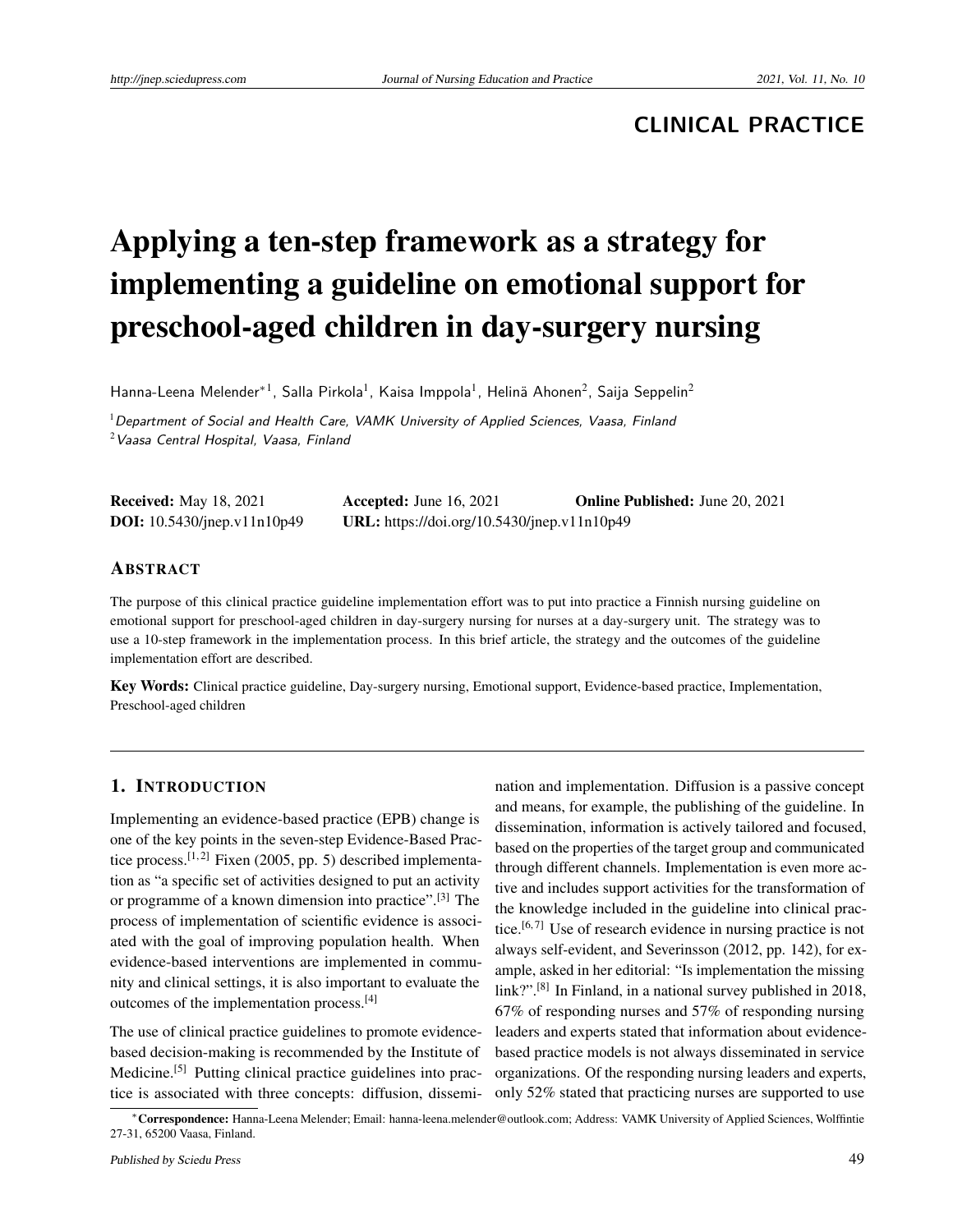## CLINICAL PRACTICE

# Applying a ten-step framework as a strategy for implementing a guideline on emotional support for preschool-aged children in day-surgery nursing

Hanna-Leena Melender*[1], Salla Pirkola[1], Kaisa Imppola[1], Helinä Ahonen[2], Saija Seppelin[2]

[1] *Department of Social and Health Care, VAMK University of Applied Sciences, Vaasa, Finland*
[2] *Vaasa Central Hospital, Vaasa, Finland*

**Received:** May 18, 2021 **Accepted:** June 16, 2021 **Online Published:** June 20, 2021
**DOI:** 10.5430/jnep.v11n10p49 **URL:** https://doi.org/10.5430/jnep.v11n10p49

## Abstract

The purpose of this clinical practice guideline implementation effort was to put into practice a Finnish nursing guideline on emotional support for preschool-aged children in day-surgery nursing for nurses at a day-surgery unit. The strategy was to use a 10-step framework in the implementation process. In this brief article, the strategy and the outcomes of the guideline implementation effort are described.

**Key Words:** Clinical practice guideline, Day-surgery nursing, Emotional support, Evidence-based practice, Implementation, Preschool-aged children

## 1. Introduction

Implementing an evidence-based practice (EPB) change is one of the key points in the seven-step Evidence-Based Practice process.[1,2] Fixen (2005, pp. 5) described implementation as "a specific set of activities designed to put an activity or programme of a known dimension into practice".[3] The process of implementation of scientific evidence is associated with the goal of improving population health. When evidence-based interventions are implemented in community and clinical settings, it is also important to evaluate the outcomes of the implementation process.[4]

The use of clinical practice guidelines to promote evidence-based decision-making is recommended by the Institute of Medicine.[5] Putting clinical practice guidelines into practice is associated with three concepts: diffusion, dissemination and implementation. Diffusion is a passive concept and means, for example, the publishing of the guideline. In dissemination, information is actively tailored and focused, based on the properties of the target group and communicated through different channels. Implementation is even more active and includes support activities for the transformation of the knowledge included in the guideline into clinical practice.[6,7] Use of research evidence in nursing practice is not always self-evident, and Severinsson (2012, pp. 142), for example, asked in her editorial: "Is implementation the missing link?".[8] In Finland, in a national survey published in 2018, 67% of responding nurses and 57% of responding nursing leaders and experts stated that information about evidence-based practice models is not always disseminated in service organizations. Of the responding nursing leaders and experts, only 52% stated that practicing nurses are supported to use

*Correspondence: Hanna-Leena Melender; Email: hanna-leena.melender@outlook.com; Address: VAMK University of Applied Sciences, Wolffintie 27-31, 65200 Vaasa, Finland.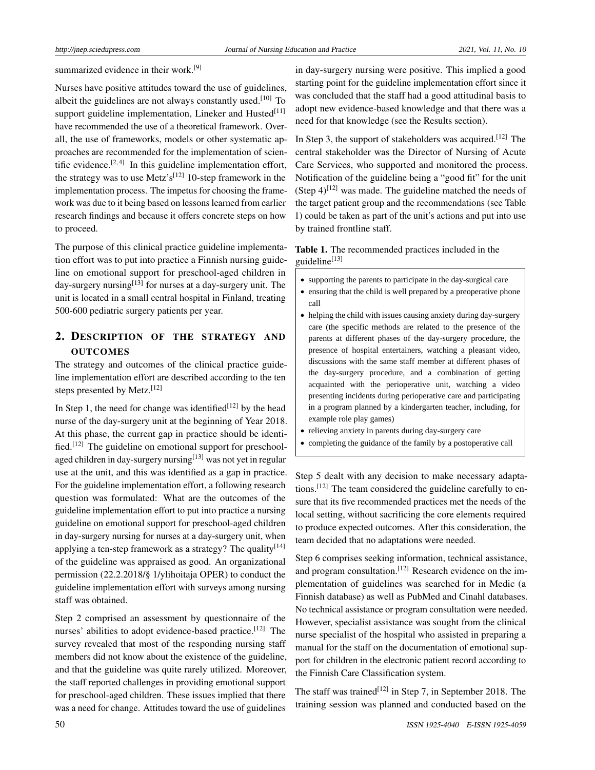summarized evidence in their work.[9]

Nurses have positive attitudes toward the use of guidelines, albeit the guidelines are not always constantly used.[10] To support guideline implementation, Lineker and Husted[11] have recommended the use of a theoretical framework. Overall, the use of frameworks, models or other systematic approaches are recommended for the implementation of scientific evidence.[2, 4] In this guideline implementation effort, the strategy was to use Metz's[12] 10-step framework in the implementation process. The impetus for choosing the framework was due to it being based on lessons learned from earlier research findings and because it offers concrete steps on how to proceed.

The purpose of this clinical practice guideline implementation effort was to put into practice a Finnish nursing guideline on emotional support for preschool-aged children in day-surgery nursing[13] for nurses at a day-surgery unit. The unit is located in a small central hospital in Finland, treating 500-600 pediatric surgery patients per year.

## 2. Description of the strategy and outcomes

The strategy and outcomes of the clinical practice guideline implementation effort are described according to the ten steps presented by Metz.[12]

In Step 1, the need for change was identified[12] by the head nurse of the day-surgery unit at the beginning of Year 2018. At this phase, the current gap in practice should be identified.[12] The guideline on emotional support for preschool-aged children in day-surgery nursing[13] was not yet in regular use at the unit, and this was identified as a gap in practice. For the guideline implementation effort, a following research question was formulated: What are the outcomes of the guideline implementation effort to put into practice a nursing guideline on emotional support for preschool-aged children in day-surgery nursing for nurses at a day-surgery unit, when applying a ten-step framework as a strategy? The quality[14] of the guideline was appraised as good. An organizational permission (22.2.2018/§ 1/ylihoitaja OPER) to conduct the guideline implementation effort with surveys among nursing staff was obtained.

Step 2 comprised an assessment by questionnaire of the nurses' abilities to adopt evidence-based practice.[12] The survey revealed that most of the responding nursing staff members did not know about the existence of the guideline, and that the guideline was quite rarely utilized. Moreover, the staff reported challenges in providing emotional support for preschool-aged children. These issues implied that there was a need for change. Attitudes toward the use of guidelines in day-surgery nursing were positive. This implied a good starting point for the guideline implementation effort since it was concluded that the staff had a good attitudinal basis to adopt new evidence-based knowledge and that there was a need for that knowledge (see the Results section).

In Step 3, the support of stakeholders was acquired.[12] The central stakeholder was the Director of Nursing of Acute Care Services, who supported and monitored the process. Notification of the guideline being a "good fit" for the unit (Step 4)[12] was made. The guideline matched the needs of the target patient group and the recommendations (see Table 1) could be taken as part of the unit's actions and put into use by trained frontline staff.

**Table 1.** The recommended practices included in the guideline[13]

- supporting the parents to participate in the day-surgical care
- ensuring that the child is well prepared by a preoperative phone call
- helping the child with issues causing anxiety during day-surgery care (the specific methods are related to the presence of the parents at different phases of the day-surgery procedure, the presence of hospital entertainers, watching a pleasant video, discussions with the same staff member at different phases of the day-surgery procedure, and a combination of getting acquainted with the perioperative unit, watching a video presenting incidents during perioperative care and participating in a program planned by a kindergarten teacher, including, for example role play games)
- relieving anxiety in parents during day-surgery care
- completing the guidance of the family by a postoperative call

Step 5 dealt with any decision to make necessary adaptations.[12] The team considered the guideline carefully to ensure that its five recommended practices met the needs of the local setting, without sacrificing the core elements required to produce expected outcomes. After this consideration, the team decided that no adaptations were needed.

Step 6 comprises seeking information, technical assistance, and program consultation.[12] Research evidence on the implementation of guidelines was searched for in Medic (a Finnish database) as well as PubMed and Cinahl databases. No technical assistance or program consultation were needed. However, specialist assistance was sought from the clinical nurse specialist of the hospital who assisted in preparing a manual for the staff on the documentation of emotional support for children in the electronic patient record according to the Finnish Care Classification system.

The staff was trained[12] in Step 7, in September 2018. The training session was planned and conducted based on the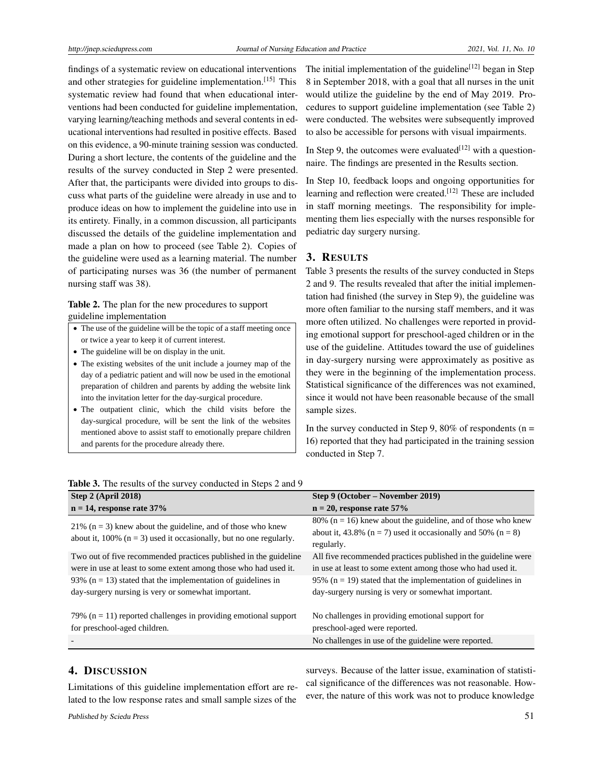findings of a systematic review on educational interventions and other strategies for guideline implementation.[15] This systematic review had found that when educational interventions had been conducted for guideline implementation, varying learning/teaching methods and several contents in educational interventions had resulted in positive effects. Based on this evidence, a 90-minute training session was conducted. During a short lecture, the contents of the guideline and the results of the survey conducted in Step 2 were presented. After that, the participants were divided into groups to discuss what parts of the guideline were already in use and to produce ideas on how to implement the guideline into use in its entirety. Finally, in a common discussion, all participants discussed the details of the guideline implementation and made a plan on how to proceed (see Table 2). Copies of the guideline were used as a learning material. The number of participating nurses was 36 (the number of permanent nursing staff was 38).

**Table 2.** The plan for the new procedures to support guideline implementation

- The use of the guideline will be the topic of a staff meeting once or twice a year to keep it of current interest.
- The guideline will be on display in the unit.
- The existing websites of the unit include a journey map of the day of a pediatric patient and will now be used in the emotional preparation of children and parents by adding the website link into the invitation letter for the day-surgical procedure.
- The outpatient clinic, which the child visits before the day-surgical procedure, will be sent the link of the websites mentioned above to assist staff to emotionally prepare children and parents for the procedure already there.

The initial implementation of the guideline[12] began in Step 8 in September 2018, with a goal that all nurses in the unit would utilize the guideline by the end of May 2019. Procedures to support guideline implementation (see Table 2) were conducted. The websites were subsequently improved to also be accessible for persons with visual impairments.

In Step 9, the outcomes were evaluated[12] with a questionnaire. The findings are presented in the Results section.

In Step 10, feedback loops and ongoing opportunities for learning and reflection were created.[12] These are included in staff morning meetings. The responsibility for implementing them lies especially with the nurses responsible for pediatric day surgery nursing.

## 3. Results

Table 3 presents the results of the survey conducted in Steps 2 and 9. The results revealed that after the initial implementation had finished (the survey in Step 9), the guideline was more often familiar to the nursing staff members, and it was more often utilized. No challenges were reported in providing emotional support for preschool-aged children or in the use of the guideline. Attitudes toward the use of guidelines in day-surgery nursing were approximately as positive as they were in the beginning of the implementation process. Statistical significance of the differences was not examined, since it would not have been reasonable because of the small sample sizes.

In the survey conducted in Step 9, 80% of respondents (n = 16) reported that they had participated in the training session conducted in Step 7.

**Table 3.** The results of the survey conducted in Steps 2 and 9

| **Step 2 (April 2018)**<br>**n = 14, response rate 37%** | **Step 9 (October – November 2019)**<br>**n = 20, response rate 57%** |
|---|---|
| 21% (n = 3) knew about the guideline, and of those who knew about it, 100% (n = 3) used it occasionally, but no one regularly. | 80% (n = 16) knew about the guideline, and of those who knew about it, 43.8% (n = 7) used it occasionally and 50% (n = 8) regularly. |
| Two out of five recommended practices published in the guideline were in use at least to some extent among those who had used it. | All five recommended practices published in the guideline were in use at least to some extent among those who had used it. |
| 93% (n = 13) stated that the implementation of guidelines in day-surgery nursing is very or somewhat important. | 95% (n = 19) stated that the implementation of guidelines in day-surgery nursing is very or somewhat important. |
| 79% (n = 11) reported challenges in providing emotional support for preschool-aged children. | No challenges in providing emotional support for preschool-aged were reported. |
| - | No challenges in use of the guideline were reported. |

## 4. Discussion

Limitations of this guideline implementation effort are related to the low response rates and small sample sizes of the surveys. Because of the latter issue, examination of statistical significance of the differences was not reasonable. However, the nature of this work was not to produce knowledge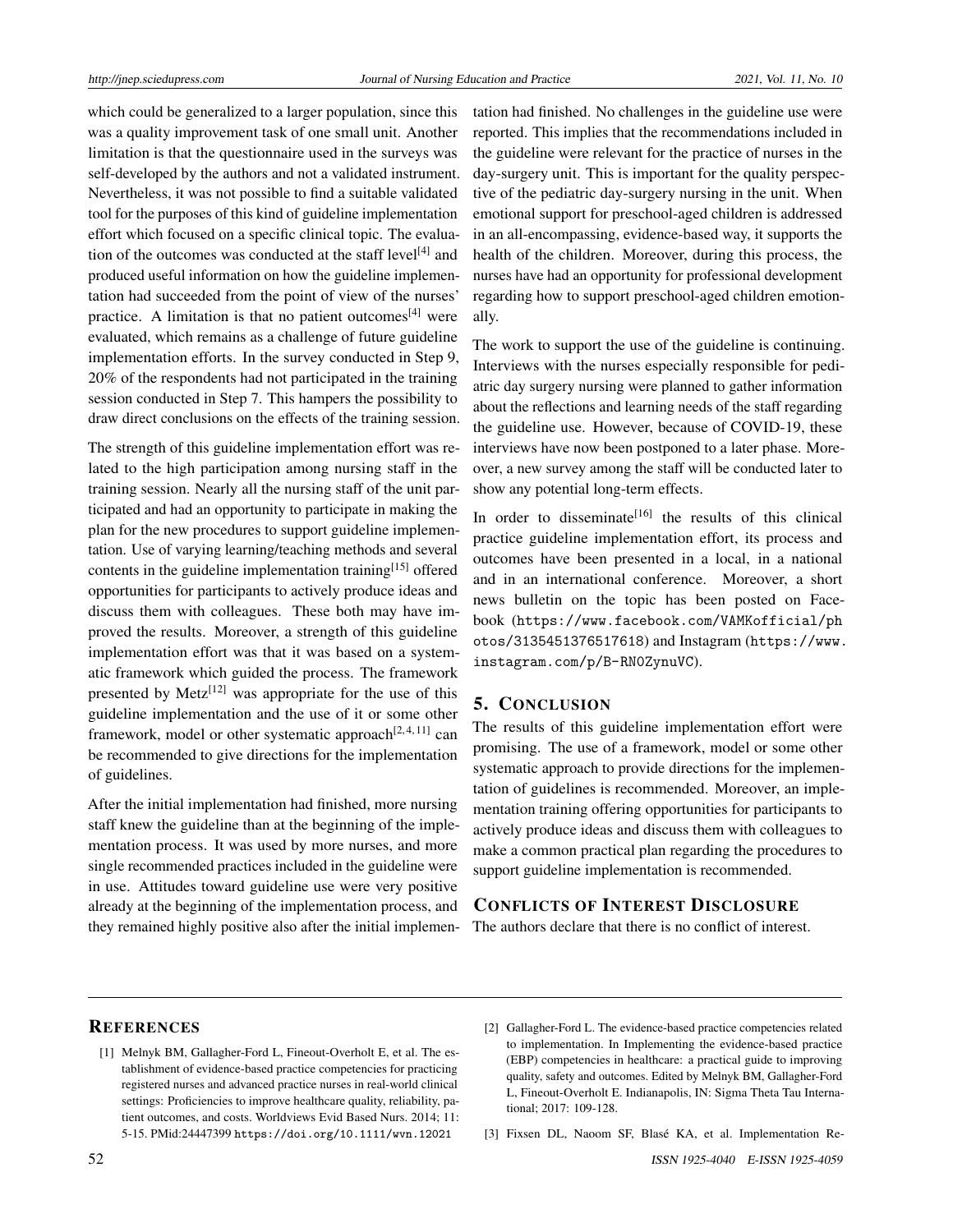which could be generalized to a larger population, since this was a quality improvement task of one small unit. Another limitation is that the questionnaire used in the surveys was self-developed by the authors and not a validated instrument. Nevertheless, it was not possible to find a suitable validated tool for the purposes of this kind of guideline implementation effort which focused on a specific clinical topic. The evaluation of the outcomes was conducted at the staff level[4] and produced useful information on how the guideline implementation had succeeded from the point of view of the nurses' practice. A limitation is that no patient outcomes[4] were evaluated, which remains as a challenge of future guideline implementation efforts. In the survey conducted in Step 9, 20% of the respondents had not participated in the training session conducted in Step 7. This hampers the possibility to draw direct conclusions on the effects of the training session.

The strength of this guideline implementation effort was related to the high participation among nursing staff in the training session. Nearly all the nursing staff of the unit participated and had an opportunity to participate in making the plan for the new procedures to support guideline implementation. Use of varying learning/teaching methods and several contents in the guideline implementation training[15] offered opportunities for participants to actively produce ideas and discuss them with colleagues. These both may have improved the results. Moreover, a strength of this guideline implementation effort was that it was based on a systematic framework which guided the process. The framework presented by Metz[12] was appropriate for the use of this guideline implementation and the use of it or some other framework, model or other systematic approach[2,4,11] can be recommended to give directions for the implementation of guidelines.

After the initial implementation had finished, more nursing staff knew the guideline than at the beginning of the implementation process. It was used by more nurses, and more single recommended practices included in the guideline were in use. Attitudes toward guideline use were very positive already at the beginning of the implementation process, and they remained highly positive also after the initial implementation had finished. No challenges in the guideline use were reported. This implies that the recommendations included in the guideline were relevant for the practice of nurses in the day-surgery unit. This is important for the quality perspective of the pediatric day-surgery nursing in the unit. When emotional support for preschool-aged children is addressed in an all-encompassing, evidence-based way, it supports the health of the children. Moreover, during this process, the nurses have had an opportunity for professional development regarding how to support preschool-aged children emotionally.

The work to support the use of the guideline is continuing. Interviews with the nurses especially responsible for pediatric day surgery nursing were planned to gather information about the reflections and learning needs of the staff regarding the guideline use. However, because of COVID-19, these interviews have now been postponed to a later phase. Moreover, a new survey among the staff will be conducted later to show any potential long-term effects.

In order to disseminate[16] the results of this clinical practice guideline implementation effort, its process and outcomes have been presented in a local, in a national and in an international conference. Moreover, a short news bulletin on the topic has been posted on Facebook (https://www.facebook.com/VAMKofficial/photos/3135451376517618) and Instagram (https://www.instagram.com/p/B-RN0ZynuVC).

## 5. CONCLUSION

The results of this guideline implementation effort were promising. The use of a framework, model or some other systematic approach to provide directions for the implementation of guidelines is recommended. Moreover, an implementation training offering opportunities for participants to actively produce ideas and discuss them with colleagues to make a common practical plan regarding the procedures to support guideline implementation is recommended.

## CONFLICTS OF INTEREST DISCLOSURE

The authors declare that there is no conflict of interest.

## REFERENCES

[1] Melnyk BM, Gallagher-Ford L, Fineout-Overholt E, et al. The establishment of evidence-based practice competencies for practicing registered nurses and advanced practice nurses in real-world clinical settings: Proficiencies to improve healthcare quality, reliability, patient outcomes, and costs. Worldviews Evid Based Nurs. 2014; 11: 5-15. PMid:24447399 https://doi.org/10.1111/wvn.12021

[2] Gallagher-Ford L. The evidence-based practice competencies related to implementation. In Implementing the evidence-based practice (EBP) competencies in healthcare: a practical guide to improving quality, safety and outcomes. Edited by Melnyk BM, Gallagher-Ford L, Fineout-Overholt E. Indianapolis, IN: Sigma Theta Tau International; 2017: 109-128.

[3] Fixsen DL, Naoom SF, Blasé KA, et al. Implementation Re-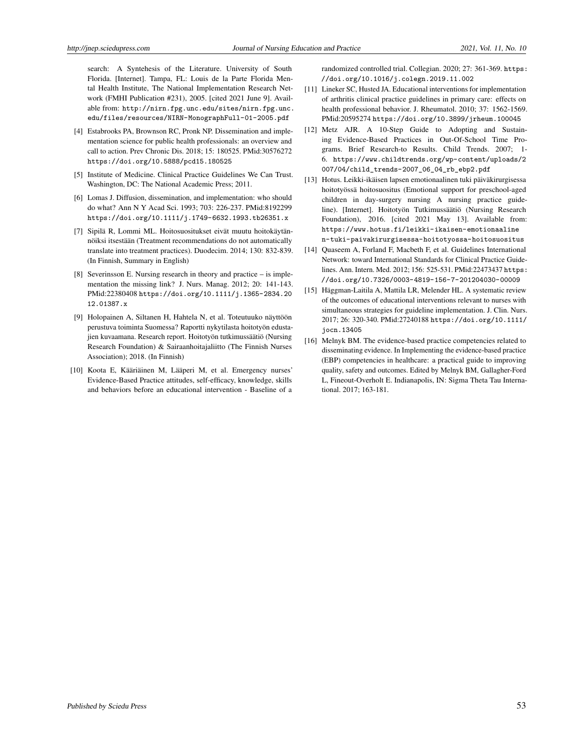search: A Syntehesis of the Literature. University of South Florida. [Internet]. Tampa, FL: Louis de la Parte Florida Mental Health Institute, The National Implementation Research Network (FMHI Publication #231), 2005. [cited 2021 June 9]. Available from: http://nirn.fpg.unc.edu/sites/nirn.fpg.unc.edu/files/resources/NIRN-MonographFull-01-2005.pdf

[4] Estabrooks PA, Brownson RC, Pronk NP. Dissemination and implementation science for public health professionals: an overview and call to action. Prev Chronic Dis. 2018; 15: 180525. PMid:30576272 https://doi.org/10.5888/pcd15.180525

[5] Institute of Medicine. Clinical Practice Guidelines We Can Trust. Washington, DC: The National Academic Press; 2011.

[6] Lomas J. Diffusion, dissemination, and implementation: who should do what? Ann N Y Acad Sci. 1993; 703: 226-237. PMid:8192299 https://doi.org/10.1111/j.1749-6632.1993.tb26351.x

[7] Sipilä R, Lommi ML. Hoitosuositukset eivät muutu hoitokäytännöiksi itsestään (Treatment recommendations do not automatically translate into treatment practices). Duodecim. 2014; 130: 832-839. (In Finnish, Summary in English)

[8] Severinsson E. Nursing research in theory and practice – is implementation the missing link? J. Nurs. Manag. 2012; 20: 141-143. PMid:22380408 https://doi.org/10.1111/j.1365-2834.2012.01387.x

[9] Holopainen A, Siltanen H, Hahtela N, et al. Toteutuuko näyttöön perustuva toiminta Suomessa? Raportti nykytilasta hoitotyön edustajien kuvaamana. Research report. Hoitotyön tutkimussäätiö (Nursing Research Foundation) & Sairaanhoitajaliitto (The Finnish Nurses Association); 2018. (In Finnish)

[10] Koota E, Kääriäinen M, Lääperi M, et al. Emergency nurses' Evidence-Based Practice attitudes, self-efficacy, knowledge, skills and behaviors before an educational intervention - Baseline of a randomized controlled trial. Collegian. 2020; 27: 361-369. https://doi.org/10.1016/j.colegn.2019.11.002

[11] Lineker SC, Husted JA. Educational interventions for implementation of arthritis clinical practice guidelines in primary care: effects on health professional behavior. J. Rheumatol. 2010; 37: 1562-1569. PMid:20595274 https://doi.org/10.3899/jrheum.100045

[12] Metz AJR. A 10-Step Guide to Adopting and Sustaining Evidence-Based Practices in Out-Of-School Time Programs. Brief Research-to Results. Child Trends. 2007; 1-6. https://www.childtrends.org/wp-content/uploads/2007/04/child_trends-2007_06_04_rb_ebp2.pdf

[13] Hotus. Leikki-ikäisen lapsen emotionaalinen tuki päiväkirurgisessa hoitotyössä hoitosuositus (Emotional support for preschool-aged children in day-surgery nursing A nursing practice guideline). [Internet]. Hoitotyön Tutkimussäätiö (Nursing Research Foundation), 2016. [cited 2021 May 13]. Available from: https://www.hotus.fi/leikki-ikaisen-emotionaalinen-tuki-paivakirurgisessa-hoitotyossa-hoitosuositus

[14] Quaseem A, Forland F, Macbeth F, et al. Guidelines International Network: toward International Standards for Clinical Practice Guidelines. Ann. Intern. Med. 2012; 156: 525-531. PMid:22473437 https://doi.org/10.7326/0003-4819-156-7-201204030-00009

[15] Häggman-Laitila A, Mattila LR, Melender HL. A systematic review of the outcomes of educational interventions relevant to nurses with simultaneous strategies for guideline implementation. J. Clin. Nurs. 2017; 26: 320-340. PMid:27240188 https://doi.org/10.1111/jocn.13405

[16] Melnyk BM. The evidence-based practice competencies related to disseminating evidence. In Implementing the evidence-based practice (EBP) competencies in healthcare: a practical guide to improving quality, safety and outcomes. Edited by Melnyk BM, Gallagher-Ford L, Fineout-Overholt E. Indianapolis, IN: Sigma Theta Tau International. 2017; 163-181.